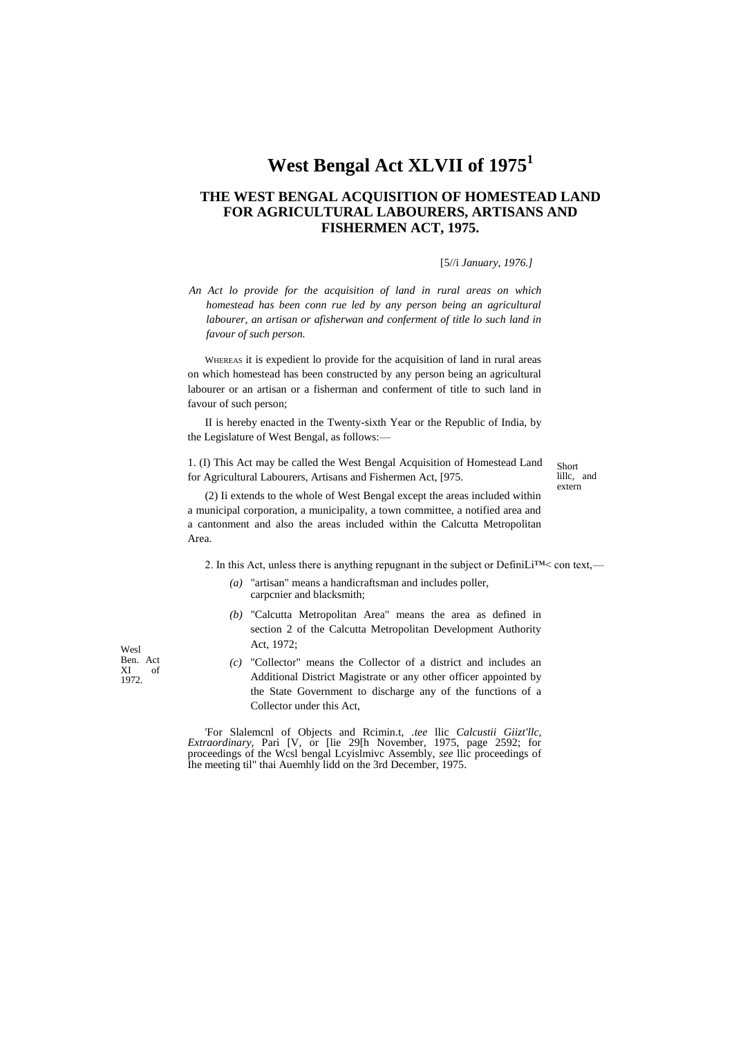# West Bengal Act XLVII of 1975[1]

## THE WEST BENGAL ACQUISITION OF HOMESTEAD LAND FOR AGRICULTURAL LABOURERS, ARTISANS AND FISHERMEN ACT, 1975.

[5//i *January, 1976.]*

*An Act lo provide for the acquisition of land in rural areas on which homestead has been conn rue led by any person being an agricultural labourer, an artisan or afisherwan and conferment of title lo such land in favour of such person.*

WHEREAS it is expedient lo provide for the acquisition of land in rural areas on which homestead has been constructed by any person being an agricultural labourer or an artisan or a fisherman and conferment of title to such land in favour of such person;

II is hereby enacted in the Twenty-sixth Year or the Republic of India, by the Legislature of West Bengal, as follows:—

Short lillc, and extern

1. (I) This Act may be called the West Bengal Acquisition of Homestead Land for Agricultural Labourers, Artisans and Fishermen Act, [975.

(2) Ii extends to the whole of West Bengal except the areas included within a municipal corporation, a municipality, a town committee, a notified area and a cantonment and also the areas included within the Calcutta Metropolitan Area.

DefiniLi™<

2. In this Act, unless there is anything repugnant in the subject or con text,—

*(a)* "artisan" means a handicraftsman and includes poller, carpcnier and blacksmith;

*(b)* "Calcutta Metropolitan Area" means the area as defined in section 2 of the Calcutta Metropolitan Development Authority Act, 1972;

Wesl Ben. Act XI of 1972.

*(c)* "Collector" means the Collector of a district and includes an Additional District Magistrate or any other officer appointed by the State Government to discharge any of the functions of a Collector under this Act,

'For Slalemcnl of Objects and Rcimin.t, *.tee* llic *Calcustii Giizt'llc, Extraordinary,* Pari [V, or [lie 29[h November, 1975, page 2592; for proceedings of the Wcsl bengal Lcyislmivc Assembly, *see* llic proceedings of Ihe meeting til" thai Auemhly lidd on the 3rd December, 1975.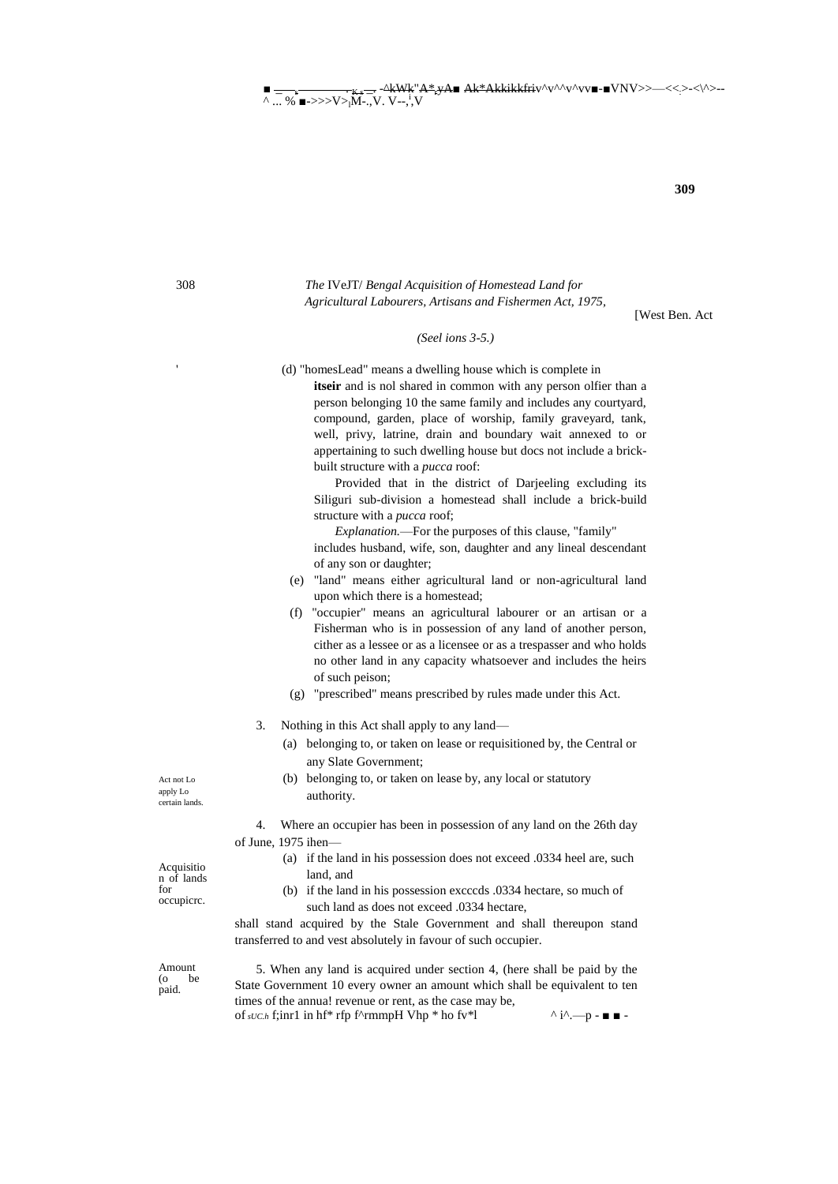*(Sections 3-5.)*

(d) "homestead" means a dwelling house which is complete in itself and is not shared in common with any person other than a person belonging to the same family and includes any courtyard, compound, garden, place of worship, family graveyard, tank, well, privy, latrine, drain and boundary wall annexed to or appertaining to such dwelling house but does not include a brick-built structure with a *pucca* roof:

Provided that in the district of Darjeeling excluding its Siliguri sub-division a homestead shall include a brick-build structure with a *pucca* roof;

*Explanation.*—For the purposes of this clause, "family" includes husband, wife, son, daughter and any lineal descendant of any son or daughter;

(e) "land" means either agricultural land or non-agricultural land upon which there is a homestead;

(f) "occupier" means an agricultural labourer or an artisan or a Fisherman who is in possession of any land of another person, either as a lessee or as a licensee or as a trespasser and who holds no other land in any capacity whatsoever and includes the heirs of such person;

(g) "prescribed" means prescribed by rules made under this Act.

Act not to apply to certain lands.

3. Nothing in this Act shall apply to any land—

(a) belonging to, or taken on lease or requisitioned by, the Central or any State Government;

(b) belonging to, or taken on lease by, any local or statutory authority.

Acquisition of lands for occupiers.

4. Where an occupier has been in possession of any land on the 26th day of June, 1975 then—

(a) if the land in his possession does not exceed .0334 hectare, such land, and

(b) if the land in his possession exceeds .0334 hectare, so much of such land as does not exceed .0334 hectare,

shall stand acquired by the State Government and shall thereupon stand transferred to and vest absolutely in favour of such occupier.

Amount to be paid.

5. When any land is acquired under section 4, there shall be paid by the State Government to every owner an amount which shall be equivalent to ten times of the annual revenue or rent, as the case may be,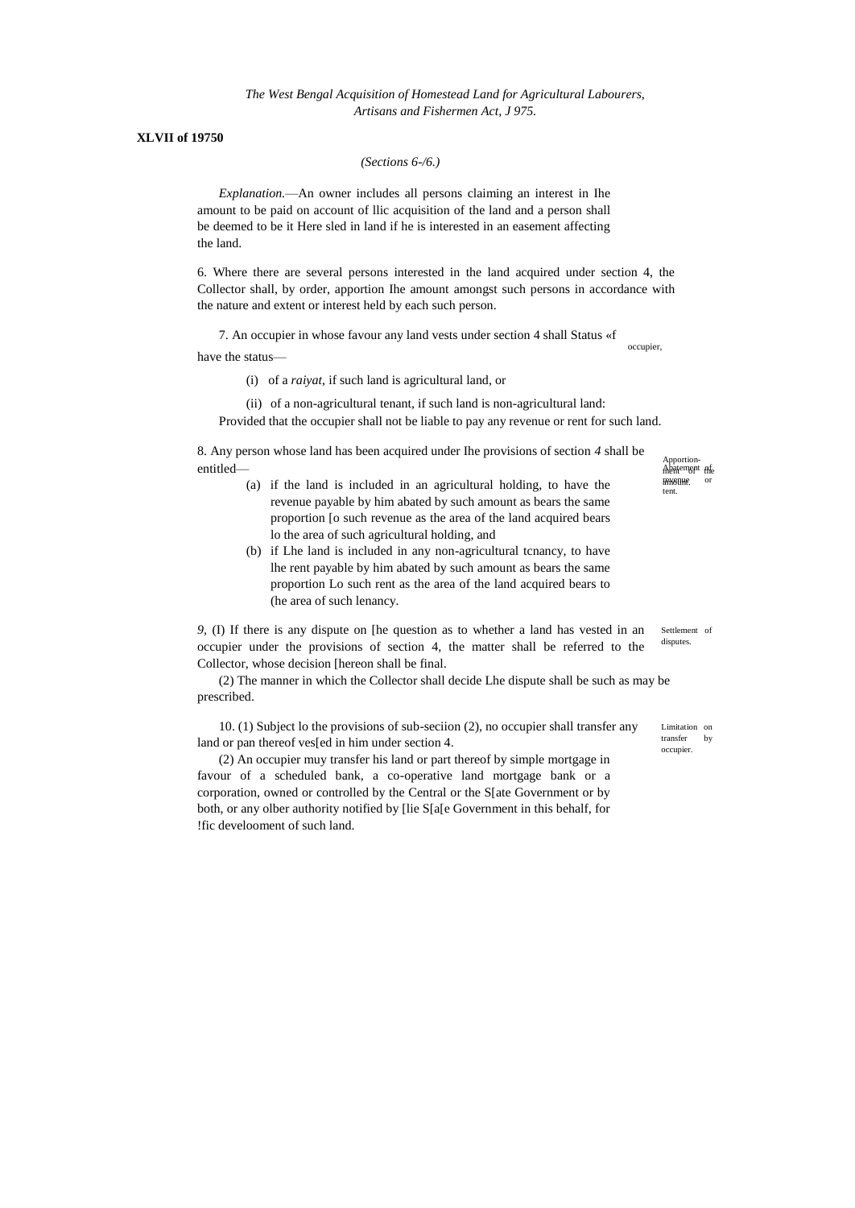*(Sections 6-/6.)*

*Explanation.*—An owner includes all persons claiming an interest in Ihe amount to be paid on account of llic acquisition of the land and a person shall be deemed to be it Here sled in land if he is interested in an easement affecting the land.

6. Where there are several persons interested in the land acquired under section 4, the Collector shall, by order, apportion Ihe amount amongst such persons in accordance with the nature and extent or interest held by each such person.

Apportion­ment of the amount.

7. An occupier in whose favour any land vests under section 4 shall have the status—

Status «f occupier,

(i) of a *raiyat,* if such land is agricultural land, or

(ii) of a non-agricultural tenant, if such land is non-agricultural land:

Provided that the occupier shall not be liable to pay any revenue or rent for such land.

8. Any person whose land has been acquired under Ihe provisions of section *4* shall be entitled—

Abatement of revenue or tent.

(a) if the land is included in an agricultural holding, to have the revenue payable by him abated by such amount as bears the same proportion [o such revenue as the area of the land acquired bears lo the area of such agricultural holding, and

(b) if Lhe land is included in any non-agricultural tcnancy, to have lhe rent payable by him abated by such amount as bears the same proportion Lo such rent as the area of the land acquired bears to (he area of such lenancy.

*9,* (I) If there is any dispute on [he question as to whether a land has vested in an occupier under the provisions of section 4, the matter shall be referred to the Collector, whose decision [hereon shall be final.

Settlement of disputes.

(2) The manner in which the Collector shall decide Lhe dispute shall be such as may be prescribed.

10. (1) Subject lo the provisions of sub-seciion (2), no occupier shall transfer any land or pan thereof ves[ed in him under section 4.

Limitation on transfer by occupier.

(2) An occupier muy transfer his land or part thereof by simple mortgage in favour of a scheduled bank, a co-operative land mortgage bank or a corporation, owned or controlled by the Central or the S[ate Government or by both, or any olber authority notified by [lie S[a[e Government in this behalf, for !fic develooment of such land.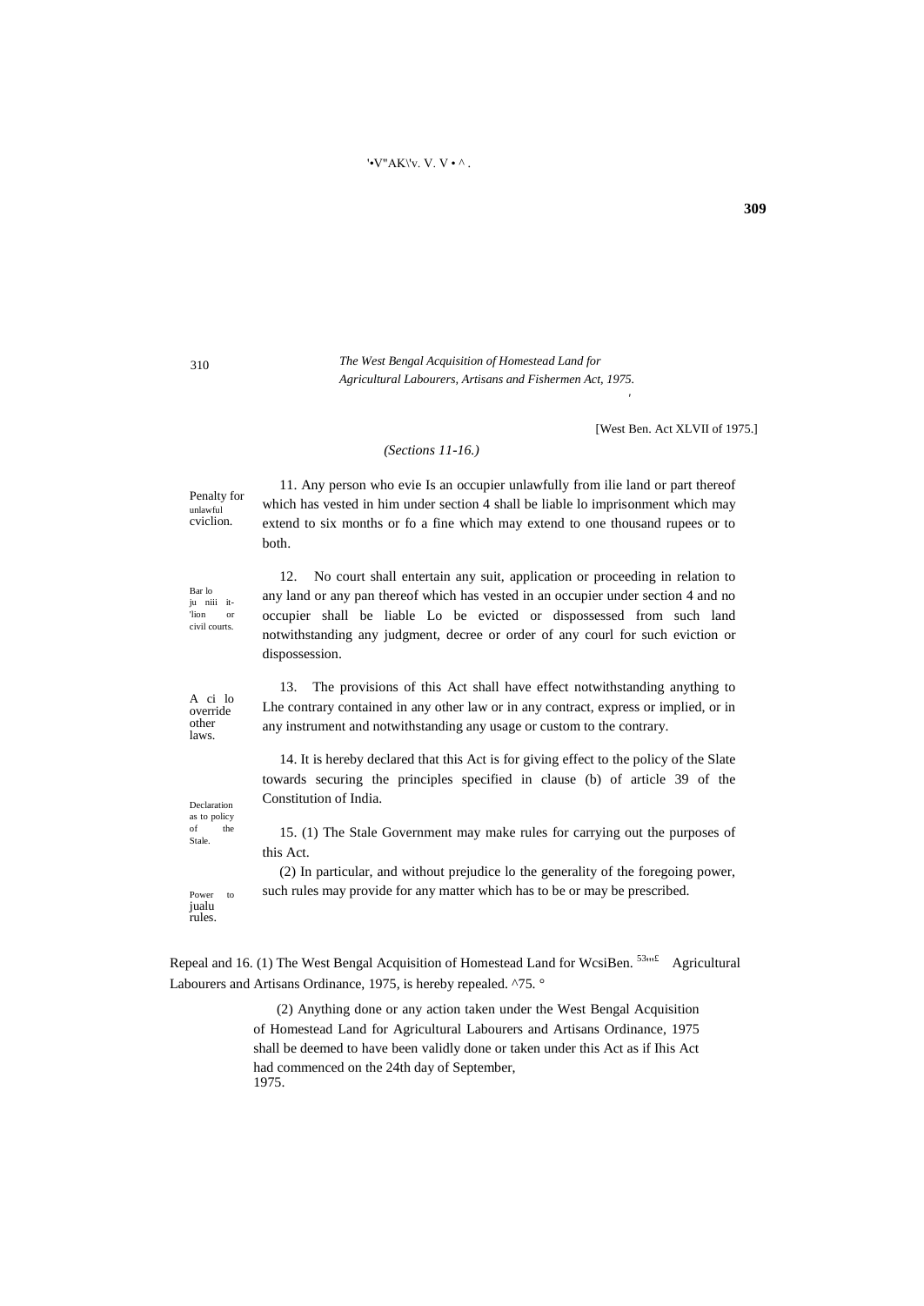[West Ben. Act XLVII of 1975.]

*(Sections 11-16.)*

**Penalty for unlawful cviclion.**

11. Any person who evie Is an occupier unlawfully from ilie land or part thereof which has vested in him under section 4 shall be liable lo imprisonment which may extend to six months or fo a fine which may extend to one thousand rupees or to both.

**Bar lo ju niii it-'lion or civil courts.**

12. No court shall entertain any suit, application or proceeding in relation to any land or any pan thereof which has vested in an occupier under section 4 and no occupier shall be liable Lo be evicted or dispossessed from such land notwithstanding any judgment, decree or order of any courl for such eviction or dispossession.

**A ci lo override other laws.**

13. The provisions of this Act shall have effect notwithstanding anything to Lhe contrary contained in any other law or in any contract, express or implied, or in any instrument and notwithstanding any usage or custom to the contrary.

**Declaration as to policy of the Stale.**

14. It is hereby declared that this Act is for giving effect to the policy of the Slate towards securing the principles specified in clause (b) of article 39 of the Constitution of India.

**Power to jualu rules.**

15. (1) The Stale Government may make rules for carrying out the purposes of this Act.

(2) In particular, and without prejudice lo the generality of the foregoing power, such rules may provide for any matter which has to be or may be prescribed.

**Repeal and saving.**

16. (1) The West Bengal Acquisition of Homestead Land for Agricultural Labourers and Artisans Ordinance, 1975, is hereby repealed.

WcsiBen. 53₍₎£ ^75. °

(2) Anything done or any action taken under the West Bengal Acquisition of Homestead Land for Agricultural Labourers and Artisans Ordinance, 1975 shall be deemed to have been validly done or taken under this Act as if Ihis Act had commenced on the 24th day of September, 1975.